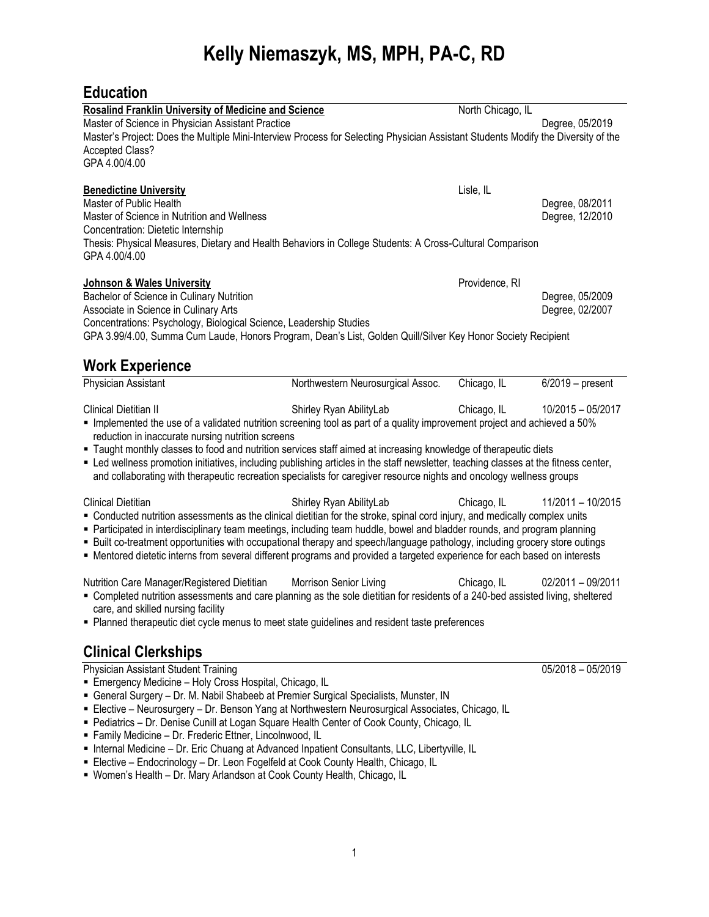# Kelly Niemaszyk, MS, MPH, PA-C, RD

## Education

**Rosalind Franklin University of Medicine and Science** — North Chicago, IL

Master of Science in Physician Assistant Practice — Degree, 05/2019

Master's Project: Does the Multiple Mini-Interview Process for Selecting Physician Assistant Students Modify the Diversity of the Accepted Class?

GPA 4.00/4.00

**Benedictine University** — Lisle, IL

Master of Public Health — Degree, 08/2011

Master of Science in Nutrition and Wellness — Degree, 12/2010

Concentration: Dietetic Internship

Thesis: Physical Measures, Dietary and Health Behaviors in College Students: A Cross-Cultural Comparison

GPA 4.00/4.00

**Johnson & Wales University** — Providence, RI

Bachelor of Science in Culinary Nutrition — Degree, 05/2009

Associate in Science in Culinary Arts — Degree, 02/2007

Concentrations: Psychology, Biological Science, Leadership Studies

GPA 3.99/4.00, Summa Cum Laude, Honors Program, Dean's List, Golden Quill/Silver Key Honor Society Recipient

## Work Experience

Physician Assistant — Northwestern Neurosurgical Assoc. — Chicago, IL — 6/2019 – present

Clinical Dietitian II — Shirley Ryan AbilityLab — Chicago, IL — 10/2015 – 05/2017

- Implemented the use of a validated nutrition screening tool as part of a quality improvement project and achieved a 50% reduction in inaccurate nursing nutrition screens
- Taught monthly classes to food and nutrition services staff aimed at increasing knowledge of therapeutic diets
- Led wellness promotion initiatives, including publishing articles in the staff newsletter, teaching classes at the fitness center, and collaborating with therapeutic recreation specialists for caregiver resource nights and oncology wellness groups

Clinical Dietitian — Shirley Ryan AbilityLab — Chicago, IL — 11/2011 – 10/2015

- Conducted nutrition assessments as the clinical dietitian for the stroke, spinal cord injury, and medically complex units
- Participated in interdisciplinary team meetings, including team huddle, bowel and bladder rounds, and program planning
- Built co-treatment opportunities with occupational therapy and speech/language pathology, including grocery store outings
- Mentored dietetic interns from several different programs and provided a targeted experience for each based on interests

Nutrition Care Manager/Registered Dietitian — Morrison Senior Living — Chicago, IL — 02/2011 – 09/2011

- Completed nutrition assessments and care planning as the sole dietitian for residents of a 240-bed assisted living, sheltered care, and skilled nursing facility
- Planned therapeutic diet cycle menus to meet state guidelines and resident taste preferences

## Clinical Clerkships

Physician Assistant Student Training — 05/2018 – 05/2019

- Emergency Medicine – Holy Cross Hospital, Chicago, IL
- General Surgery – Dr. M. Nabil Shabeeb at Premier Surgical Specialists, Munster, IN
- Elective – Neurosurgery – Dr. Benson Yang at Northwestern Neurosurgical Associates, Chicago, IL
- Pediatrics – Dr. Denise Cunill at Logan Square Health Center of Cook County, Chicago, IL
- Family Medicine – Dr. Frederic Ettner, Lincolnwood, IL
- Internal Medicine – Dr. Eric Chuang at Advanced Inpatient Consultants, LLC, Libertyville, IL
- Elective – Endocrinology – Dr. Leon Fogelfeld at Cook County Health, Chicago, IL
- Women's Health – Dr. Mary Arlandson at Cook County Health, Chicago, IL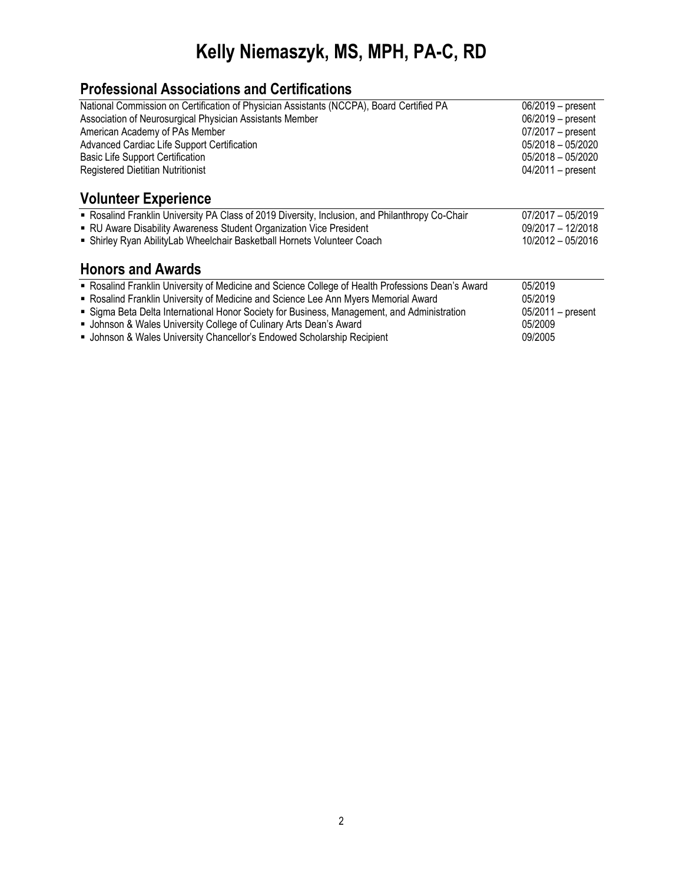# Kelly Niemaszyk, MS, MPH, PA-C, RD

## Professional Associations and Certifications

| | |
|---|---|
| National Commission on Certification of Physician Assistants (NCCPA), Board Certified PA | 06/2019 – present |
| Association of Neurosurgical Physician Assistants Member | 06/2019 – present |
| American Academy of PAs Member | 07/2017 – present |
| Advanced Cardiac Life Support Certification | 05/2018 – 05/2020 |
| Basic Life Support Certification | 05/2018 – 05/2020 |
| Registered Dietitian Nutritionist | 04/2011 – present |

## Volunteer Experience

| | |
|---|---|
| ▪ Rosalind Franklin University PA Class of 2019 Diversity, Inclusion, and Philanthropy Co-Chair | 07/2017 – 05/2019 |
| ▪ RU Aware Disability Awareness Student Organization Vice President | 09/2017 – 12/2018 |
| ▪ Shirley Ryan AbilityLab Wheelchair Basketball Hornets Volunteer Coach | 10/2012 – 05/2016 |

## Honors and Awards

| | |
|---|---|
| ▪ Rosalind Franklin University of Medicine and Science College of Health Professions Dean's Award | 05/2019 |
| ▪ Rosalind Franklin University of Medicine and Science Lee Ann Myers Memorial Award | 05/2019 |
| ▪ Sigma Beta Delta International Honor Society for Business, Management, and Administration | 05/2011 – present |
| ▪ Johnson & Wales University College of Culinary Arts Dean's Award | 05/2009 |
| ▪ Johnson & Wales University Chancellor's Endowed Scholarship Recipient | 09/2005 |